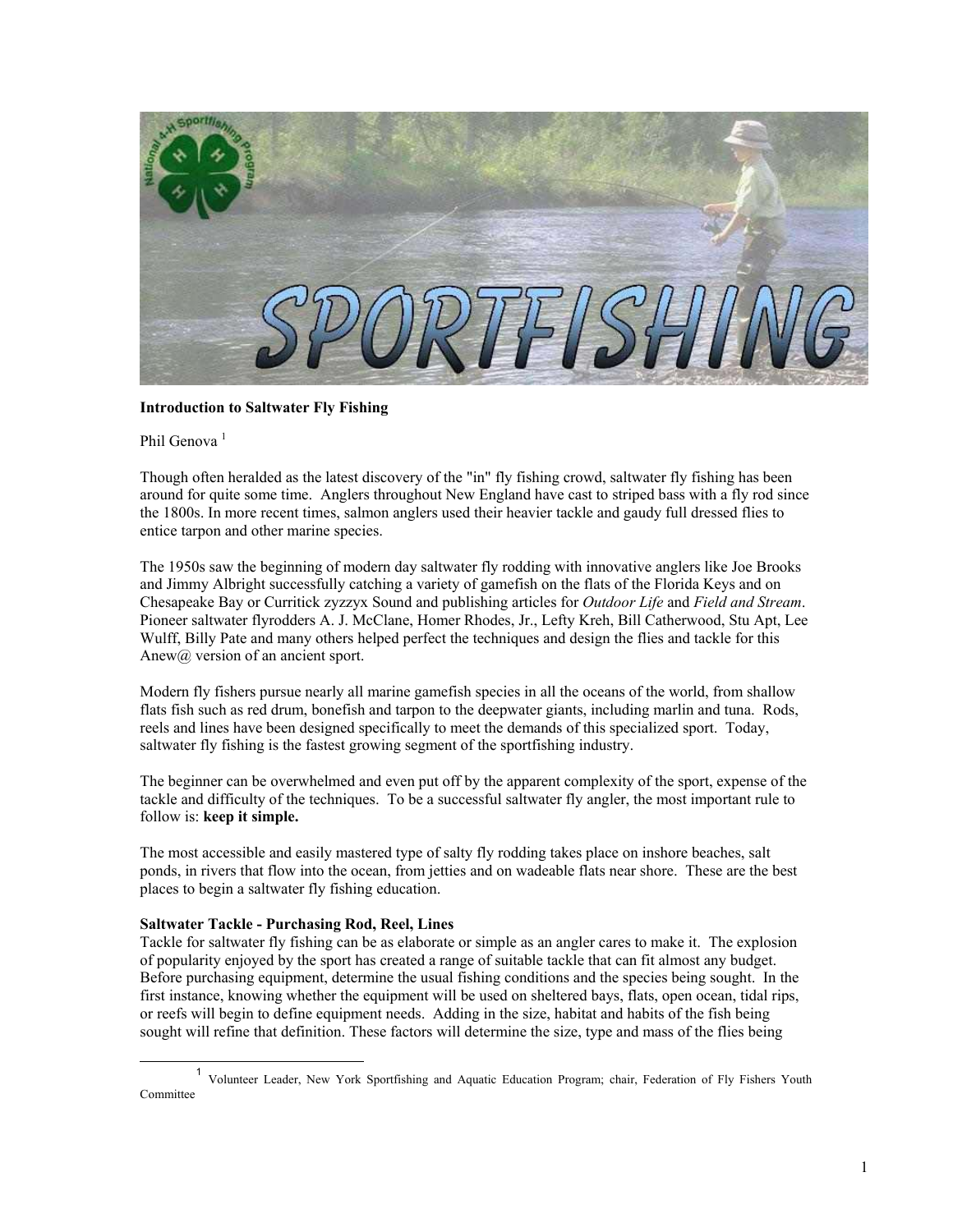**Introduction to Saltwater Fly Fishing**

Phil Genova [1]

Though often heralded as the latest discovery of the "in" fly fishing crowd, saltwater fly fishing has been around for quite some time. Anglers throughout New England have cast to striped bass with a fly rod since the 1800s. In more recent times, salmon anglers used their heavier tackle and gaudy full dressed flies to entice tarpon and other marine species.

The 1950s saw the beginning of modern day saltwater fly rodding with innovative anglers like Joe Brooks and Jimmy Albright successfully catching a variety of gamefish on the flats of the Florida Keys and on Chesapeake Bay or Curritick zyzzyx Sound and publishing articles for *Outdoor Life* and *Field and Stream*. Pioneer saltwater flyrodders A. J. McClane, Homer Rhodes, Jr., Lefty Kreh, Bill Catherwood, Stu Apt, Lee Wulff, Billy Pate and many others helped perfect the techniques and design the flies and tackle for this Anew@ version of an ancient sport.

Modern fly fishers pursue nearly all marine gamefish species in all the oceans of the world, from shallow flats fish such as red drum, bonefish and tarpon to the deepwater giants, including marlin and tuna. Rods, reels and lines have been designed specifically to meet the demands of this specialized sport. Today, saltwater fly fishing is the fastest growing segment of the sportfishing industry.

The beginner can be overwhelmed and even put off by the apparent complexity of the sport, expense of the tackle and difficulty of the techniques. To be a successful saltwater fly angler, the most important rule to follow is: **keep it simple.**

The most accessible and easily mastered type of salty fly rodding takes place on inshore beaches, salt ponds, in rivers that flow into the ocean, from jetties and on wadeable flats near shore. These are the best places to begin a saltwater fly fishing education.

**Saltwater Tackle - Purchasing Rod, Reel, Lines**

Tackle for saltwater fly fishing can be as elaborate or simple as an angler cares to make it. The explosion of popularity enjoyed by the sport has created a range of suitable tackle that can fit almost any budget. Before purchasing equipment, determine the usual fishing conditions and the species being sought. In the first instance, knowing whether the equipment will be used on sheltered bays, flats, open ocean, tidal rips, or reefs will begin to define equipment needs. Adding in the size, habitat and habits of the fish being sought will refine that definition. These factors will determine the size, type and mass of the flies being

[1] Volunteer Leader, New York Sportfishing and Aquatic Education Program; chair, Federation of Fly Fishers Youth Committee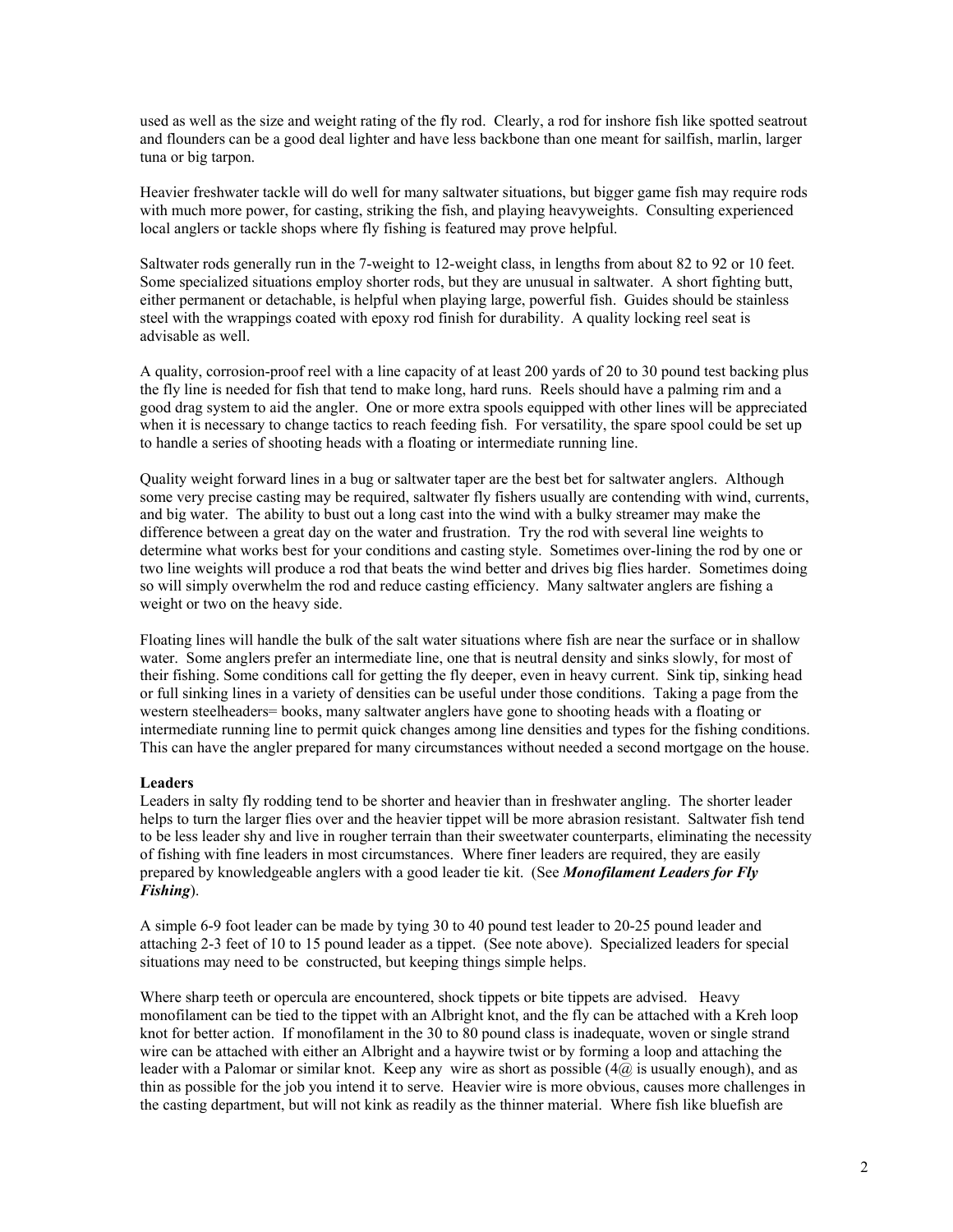used as well as the size and weight rating of the fly rod. Clearly, a rod for inshore fish like spotted seatrout and flounders can be a good deal lighter and have less backbone than one meant for sailfish, marlin, larger tuna or big tarpon.

Heavier freshwater tackle will do well for many saltwater situations, but bigger game fish may require rods with much more power, for casting, striking the fish, and playing heavyweights. Consulting experienced local anglers or tackle shops where fly fishing is featured may prove helpful.

Saltwater rods generally run in the 7-weight to 12-weight class, in lengths from about 82 to 92 or 10 feet. Some specialized situations employ shorter rods, but they are unusual in saltwater. A short fighting butt, either permanent or detachable, is helpful when playing large, powerful fish. Guides should be stainless steel with the wrappings coated with epoxy rod finish for durability. A quality locking reel seat is advisable as well.

A quality, corrosion-proof reel with a line capacity of at least 200 yards of 20 to 30 pound test backing plus the fly line is needed for fish that tend to make long, hard runs. Reels should have a palming rim and a good drag system to aid the angler. One or more extra spools equipped with other lines will be appreciated when it is necessary to change tactics to reach feeding fish. For versatility, the spare spool could be set up to handle a series of shooting heads with a floating or intermediate running line.

Quality weight forward lines in a bug or saltwater taper are the best bet for saltwater anglers. Although some very precise casting may be required, saltwater fly fishers usually are contending with wind, currents, and big water. The ability to bust out a long cast into the wind with a bulky streamer may make the difference between a great day on the water and frustration. Try the rod with several line weights to determine what works best for your conditions and casting style. Sometimes over-lining the rod by one or two line weights will produce a rod that beats the wind better and drives big flies harder. Sometimes doing so will simply overwhelm the rod and reduce casting efficiency. Many saltwater anglers are fishing a weight or two on the heavy side.

Floating lines will handle the bulk of the salt water situations where fish are near the surface or in shallow water. Some anglers prefer an intermediate line, one that is neutral density and sinks slowly, for most of their fishing. Some conditions call for getting the fly deeper, even in heavy current. Sink tip, sinking head or full sinking lines in a variety of densities can be useful under those conditions. Taking a page from the western steelheaders= books, many saltwater anglers have gone to shooting heads with a floating or intermediate running line to permit quick changes among line densities and types for the fishing conditions. This can have the angler prepared for many circumstances without needed a second mortgage on the house.

**Leaders**

Leaders in salty fly rodding tend to be shorter and heavier than in freshwater angling. The shorter leader helps to turn the larger flies over and the heavier tippet will be more abrasion resistant. Saltwater fish tend to be less leader shy and live in rougher terrain than their sweetwater counterparts, eliminating the necessity of fishing with fine leaders in most circumstances. Where finer leaders are required, they are easily prepared by knowledgeable anglers with a good leader tie kit. (See ***Monofilament Leaders for Fly Fishing***).

A simple 6-9 foot leader can be made by tying 30 to 40 pound test leader to 20-25 pound leader and attaching 2-3 feet of 10 to 15 pound leader as a tippet. (See note above). Specialized leaders for special situations may need to be constructed, but keeping things simple helps.

Where sharp teeth or opercula are encountered, shock tippets or bite tippets are advised. Heavy monofilament can be tied to the tippet with an Albright knot, and the fly can be attached with a Kreh loop knot for better action. If monofilament in the 30 to 80 pound class is inadequate, woven or single strand wire can be attached with either an Albright and a haywire twist or by forming a loop and attaching the leader with a Palomar or similar knot. Keep any wire as short as possible (4@ is usually enough), and as thin as possible for the job you intend it to serve. Heavier wire is more obvious, causes more challenges in the casting department, but will not kink as readily as the thinner material. Where fish like bluefish are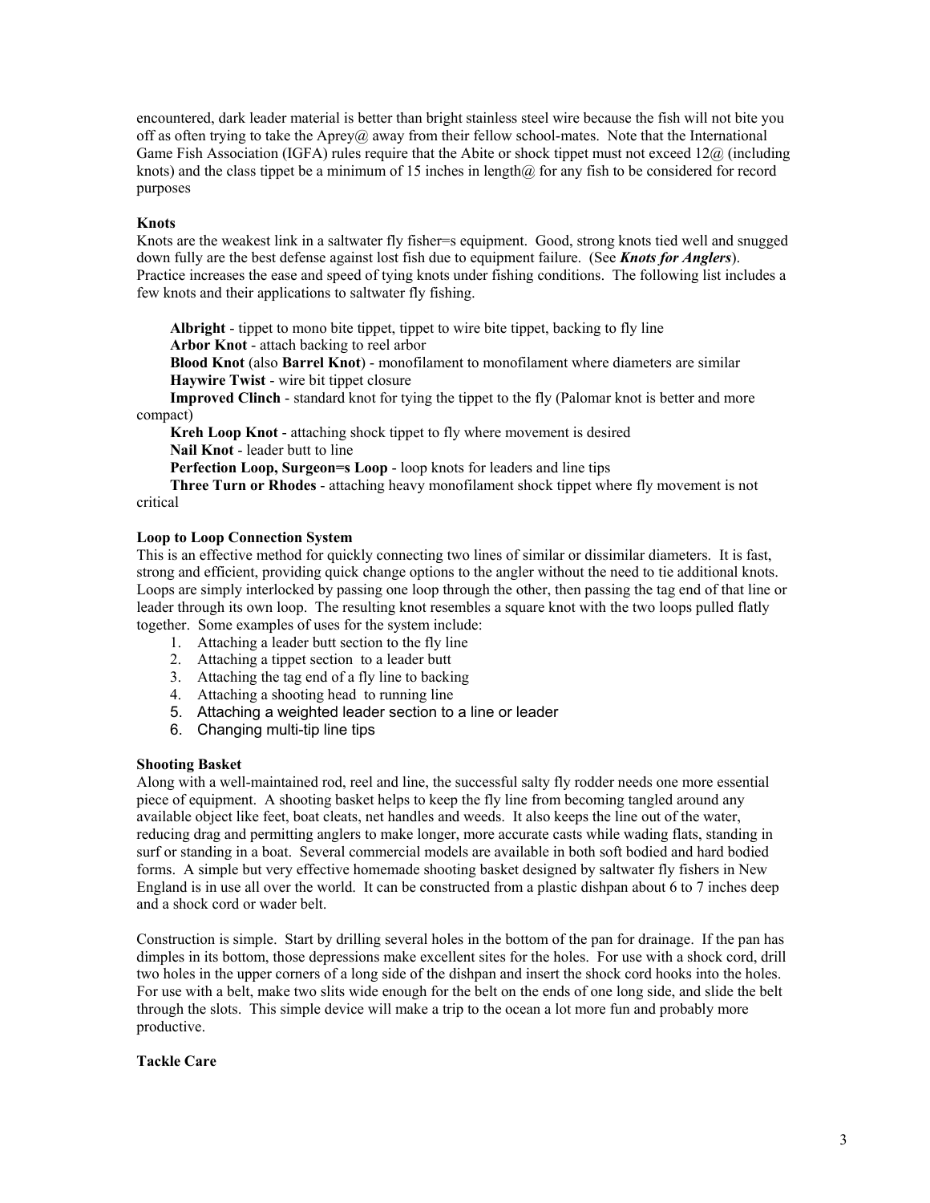encountered, dark leader material is better than bright stainless steel wire because the fish will not bite you off as often trying to take the Aprey@ away from their fellow school-mates. Note that the International Game Fish Association (IGFA) rules require that the Abite or shock tippet must not exceed 12@ (including knots) and the class tippet be a minimum of 15 inches in length@ for any fish to be considered for record purposes

**Knots**

Knots are the weakest link in a saltwater fly fisher=s equipment. Good, strong knots tied well and snugged down fully are the best defense against lost fish due to equipment failure. (See ***Knots for Anglers***). Practice increases the ease and speed of tying knots under fishing conditions. The following list includes a few knots and their applications to saltwater fly fishing.

**Albright** - tippet to mono bite tippet, tippet to wire bite tippet, backing to fly line
**Arbor Knot** - attach backing to reel arbor
**Blood Knot** (also **Barrel Knot**) - monofilament to monofilament where diameters are similar
**Haywire Twist** - wire bit tippet closure
**Improved Clinch** - standard knot for tying the tippet to the fly (Palomar knot is better and more compact)
**Kreh Loop Knot** - attaching shock tippet to fly where movement is desired
**Nail Knot** - leader butt to line
**Perfection Loop, Surgeon=s Loop** - loop knots for leaders and line tips
**Three Turn or Rhodes** - attaching heavy monofilament shock tippet where fly movement is not critical

**Loop to Loop Connection System**

This is an effective method for quickly connecting two lines of similar or dissimilar diameters. It is fast, strong and efficient, providing quick change options to the angler without the need to tie additional knots. Loops are simply interlocked by passing one loop through the other, then passing the tag end of that line or leader through its own loop. The resulting knot resembles a square knot with the two loops pulled flatly together. Some examples of uses for the system include:

1. Attaching a leader butt section to the fly line
2. Attaching a tippet section to a leader butt
3. Attaching the tag end of a fly line to backing
4. Attaching a shooting head to running line
5. Attaching a weighted leader section to a line or leader
6. Changing multi-tip line tips

**Shooting Basket**

Along with a well-maintained rod, reel and line, the successful salty fly rodder needs one more essential piece of equipment. A shooting basket helps to keep the fly line from becoming tangled around any available object like feet, boat cleats, net handles and weeds. It also keeps the line out of the water, reducing drag and permitting anglers to make longer, more accurate casts while wading flats, standing in surf or standing in a boat. Several commercial models are available in both soft bodied and hard bodied forms. A simple but very effective homemade shooting basket designed by saltwater fly fishers in New England is in use all over the world. It can be constructed from a plastic dishpan about 6 to 7 inches deep and a shock cord or wader belt.

Construction is simple. Start by drilling several holes in the bottom of the pan for drainage. If the pan has dimples in its bottom, those depressions make excellent sites for the holes. For use with a shock cord, drill two holes in the upper corners of a long side of the dishpan and insert the shock cord hooks into the holes. For use with a belt, make two slits wide enough for the belt on the ends of one long side, and slide the belt through the slots. This simple device will make a trip to the ocean a lot more fun and probably more productive.

**Tackle Care**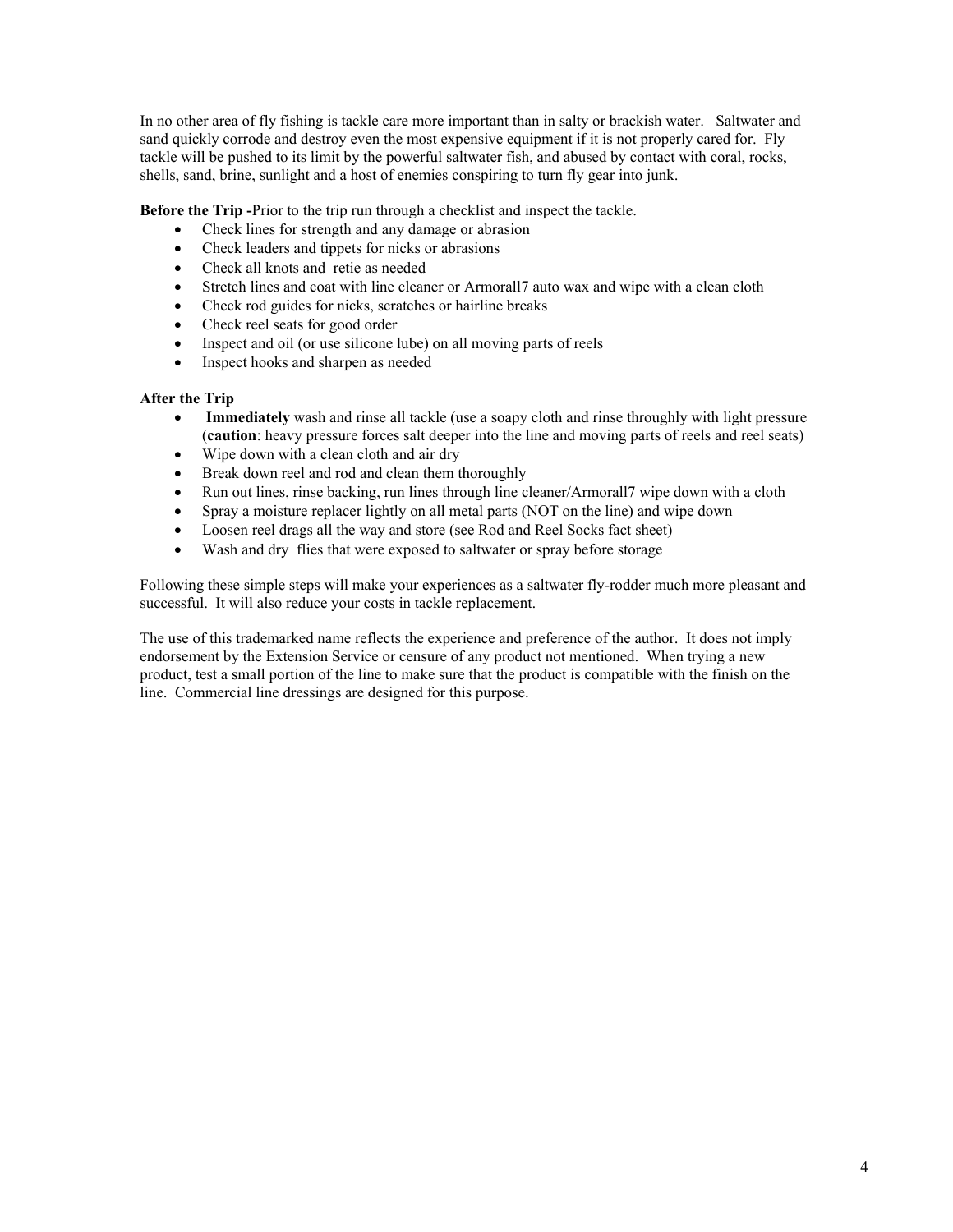In no other area of fly fishing is tackle care more important than in salty or brackish water. Saltwater and sand quickly corrode and destroy even the most expensive equipment if it is not properly cared for. Fly tackle will be pushed to its limit by the powerful saltwater fish, and abused by contact with coral, rocks, shells, sand, brine, sunlight and a host of enemies conspiring to turn fly gear into junk.

**Before the Trip -**Prior to the trip run through a checklist and inspect the tackle.

- Check lines for strength and any damage or abrasion
- Check leaders and tippets for nicks or abrasions
- Check all knots and retie as needed
- Stretch lines and coat with line cleaner or Armorall7 auto wax and wipe with a clean cloth
- Check rod guides for nicks, scratches or hairline breaks
- Check reel seats for good order
- Inspect and oil (or use silicone lube) on all moving parts of reels
- Inspect hooks and sharpen as needed

**After the Trip**

- **Immediately** wash and rinse all tackle (use a soapy cloth and rinse throughly with light pressure (**caution**: heavy pressure forces salt deeper into the line and moving parts of reels and reel seats)
- Wipe down with a clean cloth and air dry
- Break down reel and rod and clean them thoroughly
- Run out lines, rinse backing, run lines through line cleaner/Armorall7 wipe down with a cloth
- Spray a moisture replacer lightly on all metal parts (NOT on the line) and wipe down
- Loosen reel drags all the way and store (see Rod and Reel Socks fact sheet)
- Wash and dry flies that were exposed to saltwater or spray before storage

Following these simple steps will make your experiences as a saltwater fly-rodder much more pleasant and successful. It will also reduce your costs in tackle replacement.

The use of this trademarked name reflects the experience and preference of the author. It does not imply endorsement by the Extension Service or censure of any product not mentioned. When trying a new product, test a small portion of the line to make sure that the product is compatible with the finish on the line. Commercial line dressings are designed for this purpose.